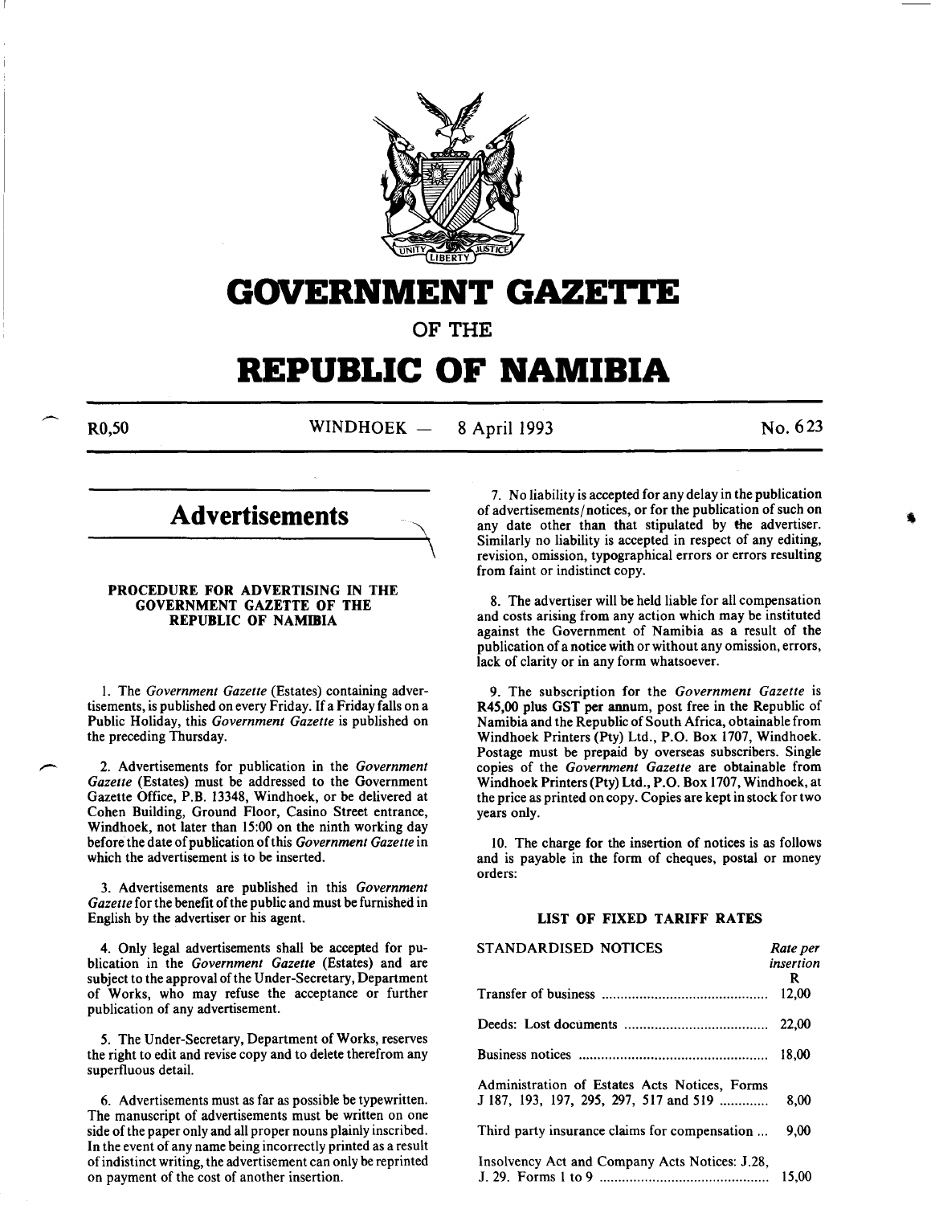# GOVERNMENT GAZETTE

## OF THE

# REPUBLIC OF NAMIBIA

R0,50 WINDHOEK — 8 April 1993 No. 623

## Advertisements

### PROCEDURE FOR ADVERTISING IN THE GOVERNMENT GAZETTE OF THE REPUBLIC OF NAMIBIA

1. The *Government Gazette* (Estates) containing advertisements, is published on every Friday. If a Friday falls on a Public Holiday, this *Government Gazette* is published on the preceding Thursday.

2. Advertisements for publication in the *Government Gazette* (Estates) must be addressed to the Government Gazette Office, P.B. 13348, Windhoek, or be delivered at Cohen Building, Ground Floor, Casino Street entrance, Windhoek, not later than 15:00 on the ninth working day before the date of publication of this *Government Gazette* in which the advertisement is to be inserted.

3. Advertisements are published in this *Government Gazette* for the benefit of the public and must be furnished in English by the advertiser or his agent.

4. Only legal advertisements shall be accepted for publication in the *Government Gazette* (Estates) and are subject to the approval of the Under-Secretary, Department of Works, who may refuse the acceptance or further publication of any advertisement.

5. The Under-Secretary, Department of Works, reserves the right to edit and revise copy and to delete therefrom any superfluous detail.

6. Advertisements must as far as possible be typewritten. The manuscript of advertisements must be written on one side of the paper only and all proper nouns plainly inscribed. In the event of any name being incorrectly printed as a result of indistinct writing, the advertisement can only be reprinted on payment of the cost of another insertion.

7. No liability is accepted for any delay in the publication of advertisements/notices, or for the publication of such on any date other than that stipulated by the advertiser. Similarly no liability is accepted in respect of any editing, revision, omission, typographical errors or errors resulting from faint or indistinct copy.

8. The advertiser will be held liable for all compensation and costs arising from any action which may be instituted against the Government of Namibia as a result of the publication of a notice with or without any omission, errors, lack of clarity or in any form whatsoever.

9. The subscription for the *Government Gazette* is **R45,00 plus GST per annum**, post free in the Republic of Namibia and the Republic of South Africa, obtainable from Windhoek Printers (Pty) Ltd., P.O. Box 1707, Windhoek. Postage must be prepaid by overseas subscribers. Single copies of the *Government Gazette* are obtainable from Windhoek Printers (Pty) Ltd., P.O. Box 1707, Windhoek, at the price as printed on copy. Copies are kept in stock for two years only.

10. The charge for the insertion of notices is as follows and is payable in the form of cheques, postal or money orders:

### LIST OF FIXED TARIFF RATES

| STANDARDISED NOTICES | *Rate per insertion* R |
|---|---|
| Transfer of business | 12,00 |
| Deeds: Lost documents | 22,00 |
| Business notices | 18,00 |
| Administration of Estates Acts Notices, Forms J 187, 193, 197, 295, 297, 517 and 519 | 8,00 |
| Third party insurance claims for compensation | 9,00 |
| Insolvency Act and Company Acts Notices: J.28, J. 29. Forms 1 to 9 | 15,00 |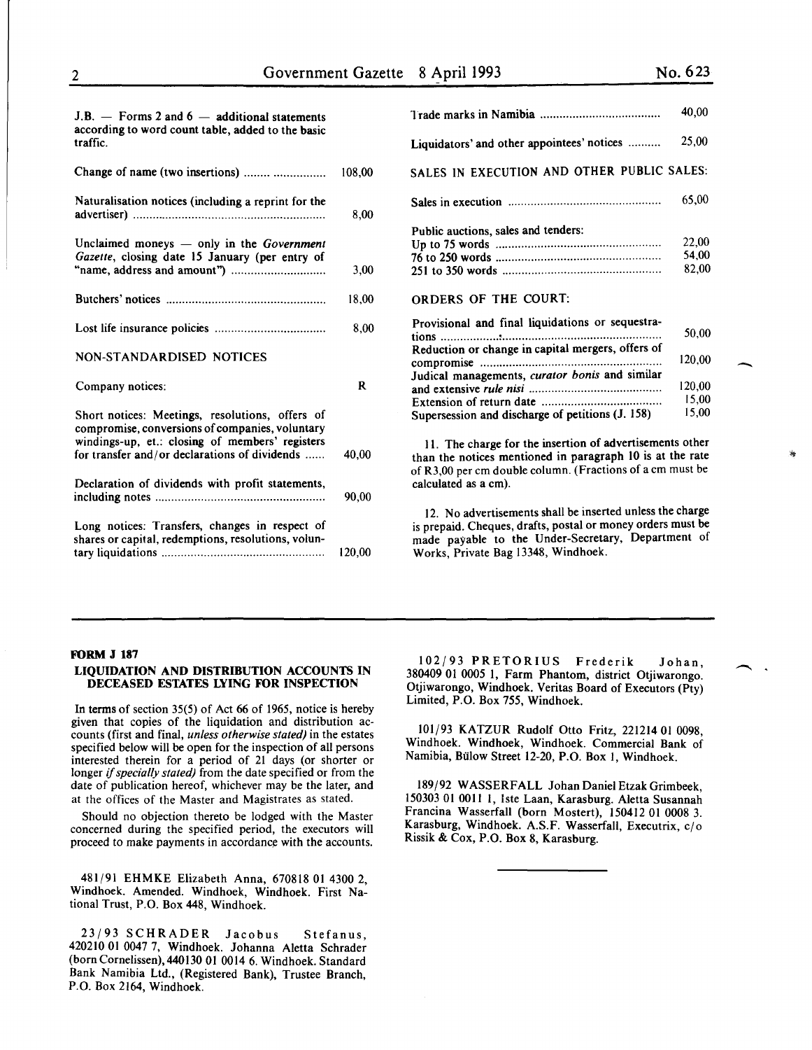J.B. — Forms 2 and 6 — additional statements according to word count table, added to the basic traffic.

| | |
|---|---|
| Change of name (two insertions) | 108,00 |
| Naturalisation notices (including a reprint for the advertiser) | 8,00 |
| Unclaimed moneys — only in the *Government Gazette*, closing date 15 January (per entry of "name, address and amount") | 3,00 |
| Butchers' notices | 18,00 |
| Lost life insurance policies | 8,00 |

NON-STANDARDISED NOTICES

| | |
|---|---|
| Company notices: | R |
| Short notices: Meetings, resolutions, offers of compromise, conversions of companies, voluntary windings-up, et.: closing of members' registers for transfer and/or declarations of dividends | 40,00 |
| Declaration of dividends with profit statements, including notes | 90,00 |
| Long notices: Transfers, changes in respect of shares or capital, redemptions, resolutions, voluntary liquidations | 120,00 |
| Trade marks in Namibia | 40,00 |
| Liquidators' and other appointees' notices | 25,00 |

SALES IN EXECUTION AND OTHER PUBLIC SALES:

| | |
|---|---|
| Sales in execution | 65,00 |
| Public auctions, sales and tenders: | |
| Up to 75 words | 22,00 |
| 76 to 250 words | 54,00 |
| 251 to 350 words | 82,00 |

ORDERS OF THE COURT:

| | |
|---|---|
| Provisional and final liquidations or sequestrations | 50,00 |
| Reduction or change in capital mergers, offers of compromise | 120,00 |
| Judical managements, *curator bonis* and similar and extensive *rule nisi* | 120,00 |
| Extension of return date | 15,00 |
| Supersession and discharge of petitions (J. 158) | 15,00 |

11. The charge for the insertion of advertisements other than the notices mentioned in paragraph 10 is at the rate of R3,00 per cm double column. (Fractions of a cm must be calculated as a cm).

12. No advertisements shall be inserted unless the charge is prepaid. Cheques, drafts, postal or money orders must be made payable to the Under-Secretary, Department of Works, Private Bag 13348, Windhoek.

---

**FORM J 187**

**LIQUIDATION AND DISTRIBUTION ACCOUNTS IN DECEASED ESTATES LYING FOR INSPECTION**

In terms of section 35(5) of Act 66 of 1965, notice is hereby given that copies of the liquidation and distribution accounts (first and final, *unless otherwise stated)* in the estates specified below will be open for the inspection of all persons interested therein for a period of 21 days (or shorter or longer *if specially stated)* from the date specified or from the date of publication hereof, whichever may be the later, and at the offices of the Master and Magistrates as stated.

Should no objection thereto be lodged with the Master concerned during the specified period, the executors will proceed to make payments in accordance with the accounts.

481/91 EHMKE Elizabeth Anna, 670818 01 4300 2, Windhoek. Amended. Windhoek, Windhoek. First National Trust, P.O. Box 448, Windhoek.

23/93 SCHRADER Jacobus Stefanus, 420210 01 0047 7, Windhoek. Johanna Aletta Schrader (born Cornelissen), 440130 01 0014 6. Windhoek. Standard Bank Namibia Ltd., (Registered Bank), Trustee Branch, P.O. Box 2164, Windhoek.

102/93 PRETORIUS Frederik Johan, 380409 01 0005 1, Farm Phantom, district Otjiwarongo. Otjiwarongo, Windhoek. Veritas Board of Executors (Pty) Limited, P.O. Box 755, Windhoek.

101/93 KATZUR Rudolf Otto Fritz, 221214 01 0098, Windhoek. Windhoek, Windhoek. Commercial Bank of Namibia, Bülow Street 12-20, P.O. Box 1, Windhoek.

189/92 WASSERFALL Johan Daniel Etzak Grimbeek, 150303 01 0011 1, 1ste Laan, Karasburg. Aletta Susannah Francina Wasserfall (born Mostert), 150412 01 0008 3. Karasburg, Windhoek. A.S.F. Wasserfall, Executrix, c/o Rissik & Cox, P.O. Box 8, Karasburg.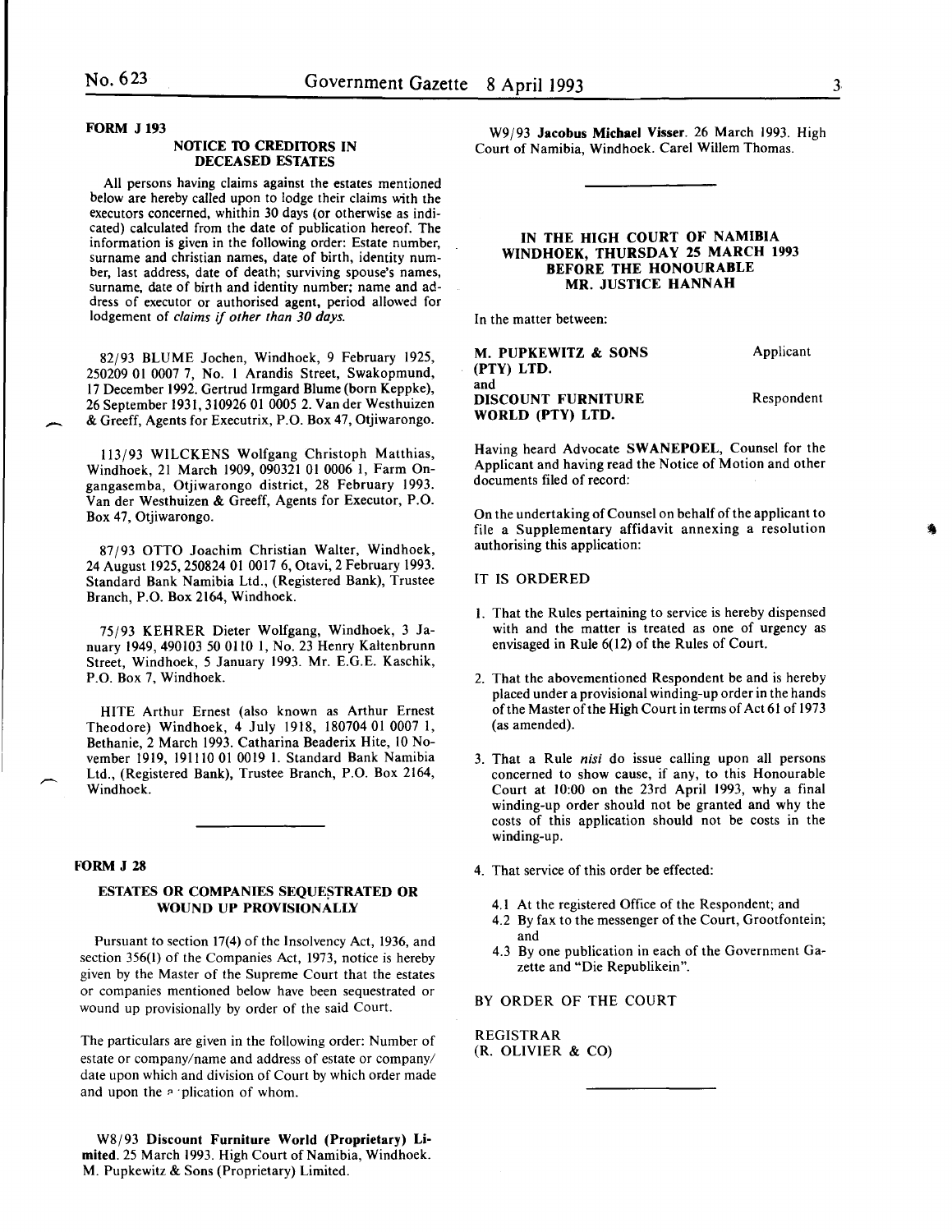**FORM J 193**

**NOTICE TO CREDITORS IN DECEASED ESTATES**

All persons having claims against the estates mentioned below are hereby called upon to lodge their claims with the executors concerned, whithin 30 days (or otherwise as indicated) calculated from the date of publication hereof. The information is given in the following order: Estate number, surname and christian names, date of birth, identity number, last address, date of death; surviving spouse's names, surname, date of birth and identity number; name and address of executor or authorised agent, period allowed for lodgement of *claims if other than 30 days.*

82/93 BLUME Jochen, Windhoek, 9 February 1925, 250209 01 0007 7, No. 1 Arandis Street, Swakopmund, 17 December 1992. Gertrud Irmgard Blume (born Keppke), 26 September 1931, 310926 01 0005 2. Van der Westhuizen & Greeff, Agents for Executrix, P.O. Box 47, Otjiwarongo.

113/93 WILCKENS Wolfgang Christoph Matthias, Windhoek, 21 March 1909, 090321 01 0006 1, Farm Ongangasemba, Otjiwarongo district, 28 February 1993. Van der Westhuizen & Greeff, Agents for Executor, P.O. Box 47, Otjiwarongo.

87/93 OTTO Joachim Christian Walter, Windhoek, 24 August 1925, 250824 01 0017 6, Otavi, 2 February 1993. Standard Bank Namibia Ltd., (Registered Bank), Trustee Branch, P.O. Box 2164, Windhoek.

75/93 KEHRER Dieter Wolfgang, Windhoek, 3 January 1949, 490103 50 0110 1, No. 23 Henry Kaltenbrunn Street, Windhoek, 5 January 1993. Mr. E.G.E. Kaschik, P.O. Box 7, Windhoek.

HITE Arthur Ernest (also known as Arthur Ernest Theodore) Windhoek, 4 July 1918, 180704 01 0007 1, Bethanie, 2 March 1993. Catharina Beaderix Hite, 10 November 1919, 191110 01 0019 1. Standard Bank Namibia Ltd., (Registered Bank), Trustee Branch, P.O. Box 2164, Windhoek.

**FORM J 28**

**ESTATES OR COMPANIES SEQUESTRATED OR WOUND UP PROVISIONALLY**

Pursuant to section 17(4) of the Insolvency Act, 1936, and section 356(1) of the Companies Act, 1973, notice is hereby given by the Master of the Supreme Court that the estates or companies mentioned below have been sequestrated or wound up provisionally by order of the said Court.

The particulars are given in the following order: Number of estate or company/name and address of estate or company/ date upon which and division of Court by which order made and upon the application of whom.

W8/93 **Discount Furniture World (Proprietary) Limited.** 25 March 1993. High Court of Namibia, Windhoek. M. Pupkewitz & Sons (Proprietary) Limited.

W9/93 **Jacobus Michael Visser.** 26 March 1993. High Court of Namibia, Windhoek. Carel Willem Thomas.

**IN THE HIGH COURT OF NAMIBIA WINDHOEK, THURSDAY 25 MARCH 1993 BEFORE THE HONOURABLE MR. JUSTICE HANNAH**

In the matter between:

**M. PUPKEWITZ & SONS (PTY) LTD.** — Applicant

and

**DISCOUNT FURNITURE WORLD (PTY) LTD.** — Respondent

Having heard Advocate **SWANEPOEL**, Counsel for the Applicant and having read the Notice of Motion and other documents filed of record:

On the undertaking of Counsel on behalf of the applicant to file a Supplementary affidavit annexing a resolution authorising this application:

IT IS ORDERED

1. That the Rules pertaining to service is hereby dispensed with and the matter is treated as one of urgency as envisaged in Rule 6(12) of the Rules of Court.
2. That the abovementioned Respondent be and is hereby placed under a provisional winding-up order in the hands of the Master of the High Court in terms of Act 61 of 1973 (as amended).
3. That a Rule *nisi* do issue calling upon all persons concerned to show cause, if any, to this Honourable Court at 10:00 on the 23rd April 1993, why a final winding-up order should not be granted and why the costs of this application should not be costs in the winding-up.
4. That service of this order be effected:
   - 4.1 At the registered Office of the Respondent; and
   - 4.2 By fax to the messenger of the Court, Grootfontein; and
   - 4.3 By one publication in each of the Government Gazette and "Die Republikein".

BY ORDER OF THE COURT

REGISTRAR
(R. OLIVIER & CO)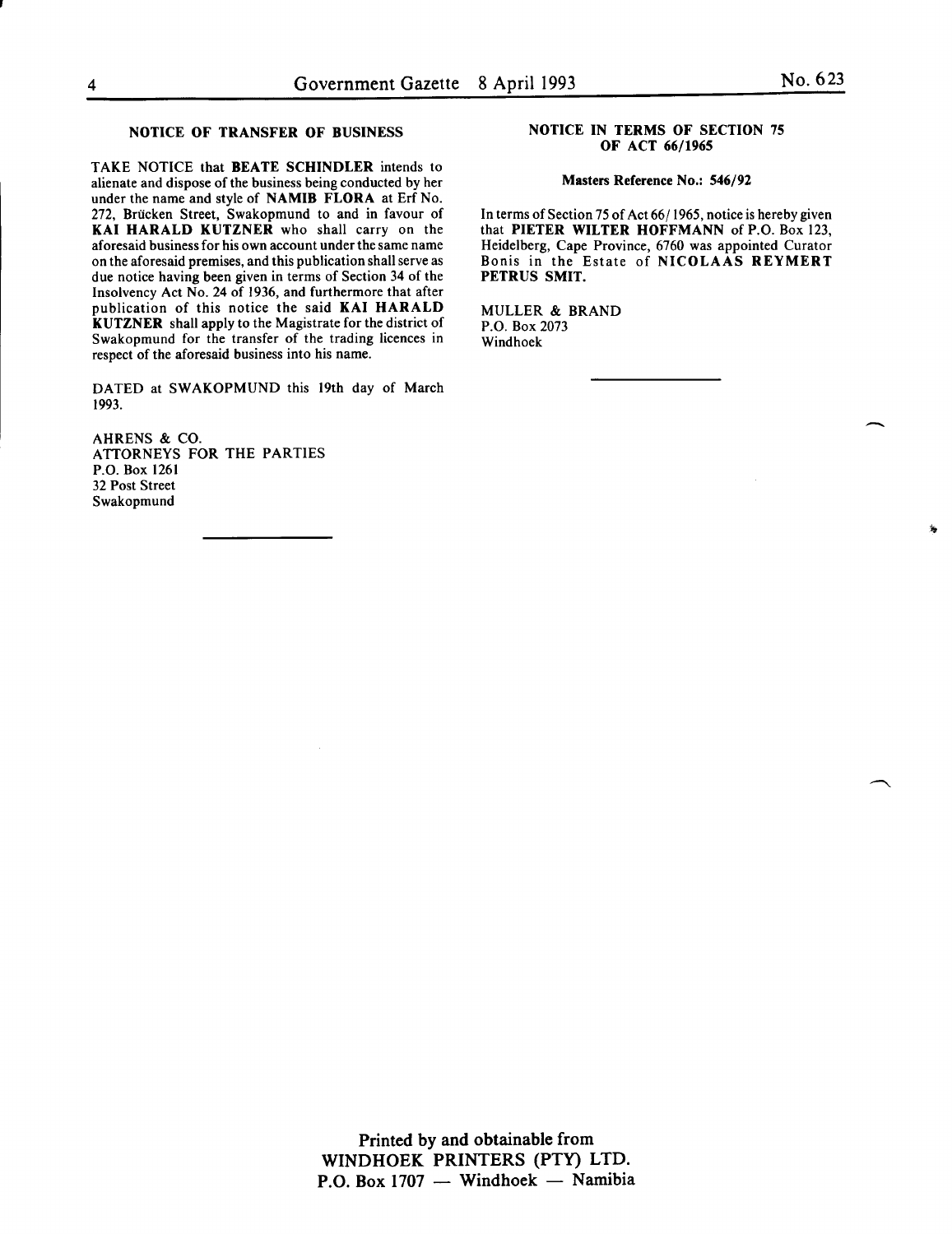### NOTICE OF TRANSFER OF BUSINESS

TAKE NOTICE that **BEATE SCHINDLER** intends to alienate and dispose of the business being conducted by her under the name and style of **NAMIB FLORA** at Erf No. 272, Brücken Street, Swakopmund to and in favour of **KAI HARALD KUTZNER** who shall carry on the aforesaid business for his own account under the same name on the aforesaid premises, and this publication shall serve as due notice having been given in terms of Section 34 of the Insolvency Act No. 24 of 1936, and furthermore that after publication of this notice the said **KAI HARALD KUTZNER** shall apply to the Magistrate for the district of Swakopmund for the transfer of the trading licences in respect of the aforesaid business into his name.

DATED at SWAKOPMUND this 19th day of March 1993.

AHRENS & CO.
ATTORNEYS FOR THE PARTIES
P.O. Box 1261
32 Post Street
Swakopmund

---

### NOTICE IN TERMS OF SECTION 75 OF ACT 66/1965

**Masters Reference No.: 546/92**

In terms of Section 75 of Act 66/1965, notice is hereby given that **PIETER WILTER HOFFMANN** of P.O. Box 123, Heidelberg, Cape Province, 6760 was appointed Curator Bonis in the Estate of **NICOLAAS REYMERT PETRUS SMIT.**

MULLER & BRAND
P.O. Box 2073
Windhoek

---

**Printed by and obtainable from**
**WINDHOEK PRINTERS (PTY) LTD.**
**P.O. Box 1707 — Windhoek — Namibia**